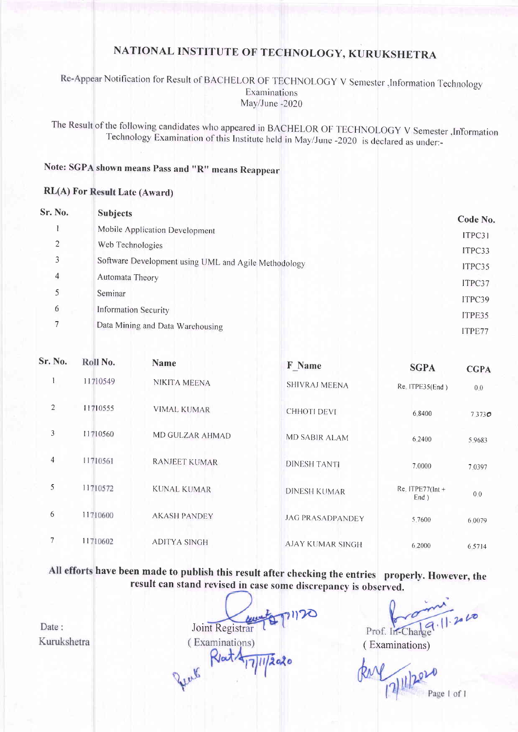# NATIONAL INSTITUTE OF TECHNOLOGY, KURUKSHETRA

Re-Appear Notification for Result of BACHELOR OF TECHNOLOGY V Semester ,Information Technology Examinations May/June -2020

The Result of the following candidates who appeared in BACHELOR OF TECHNOLOGY V Semester ,Information Technology Examination of this Institute held in May/June -2020 is declared as under:-

**Note: SGPA shown means Pass and "R" means Reappear**

**RL(A) For Result Late (Award)**

| Sr. No. | Subjects | Code No. |
|---|---|---|
| 1 | Mobile Application Development | ITPC31 |
| 2 | Web Technologies | ITPC33 |
| 3 | Software Development using UML and Agile Methodology | ITPC35 |
| 4 | Automata Theory | ITPC37 |
| 5 | Seminar | ITPC39 |
| 6 | Information Security | ITPE35 |
| 7 | Data Mining and Data Warehousing | ITPE77 |

| Sr. No. | Roll No. | Name | F_Name | SGPA | CGPA |
|---|---|---|---|---|---|
| 1 | 11710549 | NIKITA MEENA | SHIVRAJ MEENA | Re. ITPE35(End ) | 0.0 |
| 2 | 11710555 | VIMAL KUMAR | CHHOTI DEVI | 6.8400 | 7.3730 |
| 3 | 11710560 | MD GULZAR AHMAD | MD SABIR ALAM | 6.2400 | 5.9683 |
| 4 | 11710561 | RANJEET KUMAR | DINESH TANTI | 7.0000 | 7.0397 |
| 5 | 11710572 | KUNAL KUMAR | DINESH KUMAR | Re. ITPE77(Int + End ) | 0.0 |
| 6 | 11710600 | AKASH PANDEY | JAG PRASADPANDEY | 5.7600 | 6.0079 |
| 7 | 11710602 | ADITYA SINGH | AJAY KUMAR SINGH | 6.2000 | 6.5714 |

**All efforts have been made to publish this result after checking the entries properly. However, the result can stand revised in case some discrepancy is observed.**

Date :
Kurukshetra

Joint Registrar
( Examinations)

Prof. In-Charge
( Examinations)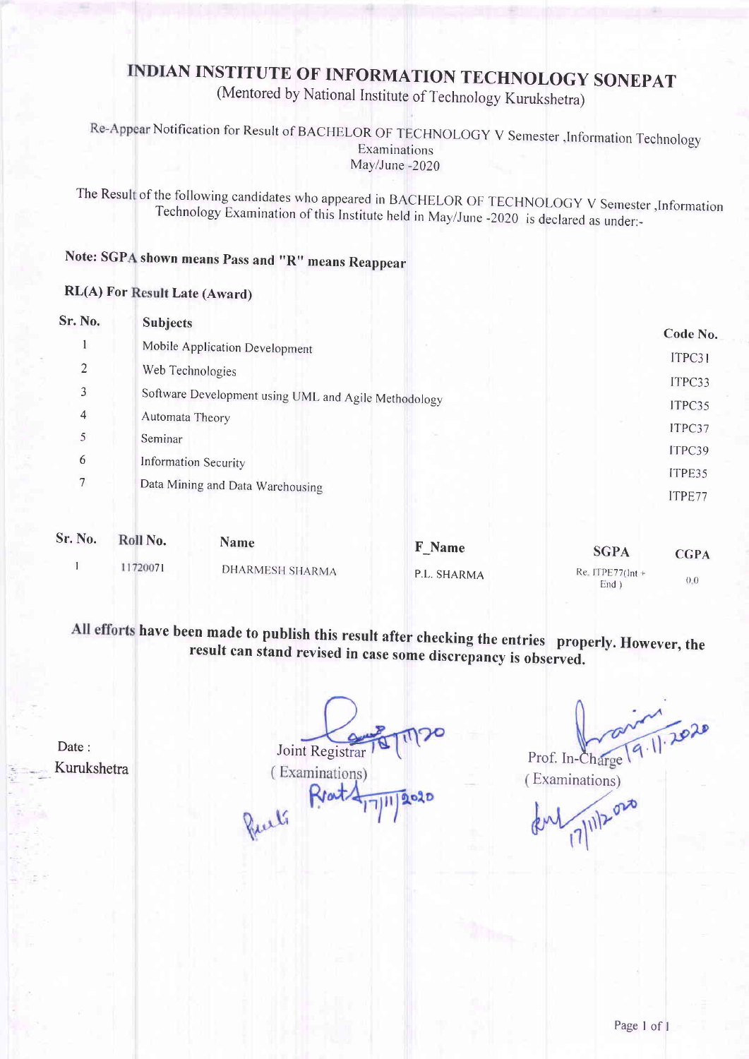# INDIAN INSTITUTE OF INFORMATION TECHNOLOGY SONEPAT

(Mentored by National Institute of Technology Kurukshetra)

Re-Appear Notification for Result of BACHELOR OF TECHNOLOGY V Semester ,Information Technology Examinations
May/June -2020

The Result of the following candidates who appeared in BACHELOR OF TECHNOLOGY V Semester ,Information Technology Examination of this Institute held in May/June -2020 is declared as under:-

**Note: SGPA shown means Pass and "R" means Reappear**

**RL(A) For Result Late (Award)**

| Sr. No. | Subjects | Code No. |
|---|---|---|
| 1 | Mobile Application Development | ITPC31 |
| 2 | Web Technologies | ITPC33 |
| 3 | Software Development using UML and Agile Methodology | ITPC35 |
| 4 | Automata Theory | ITPC37 |
| 5 | Seminar | ITPC39 |
| 6 | Information Security | ITPE35 |
| 7 | Data Mining and Data Warehousing | ITPE77 |

| Sr. No. | Roll No. | Name | F_Name | SGPA | CGPA |
|---|---|---|---|---|---|
| 1 | 11720071 | DHARMESH SHARMA | P.L. SHARMA | Re. ITPE77(Int + End ) | 0.0 |

**All efforts have been made to publish this result after checking the entries properly. However, the result can stand revised in case some discrepancy is observed.**

Date :
Kurukshetra

Joint Registrar
( Examinations)

Prof. In-Charge
( Examinations)